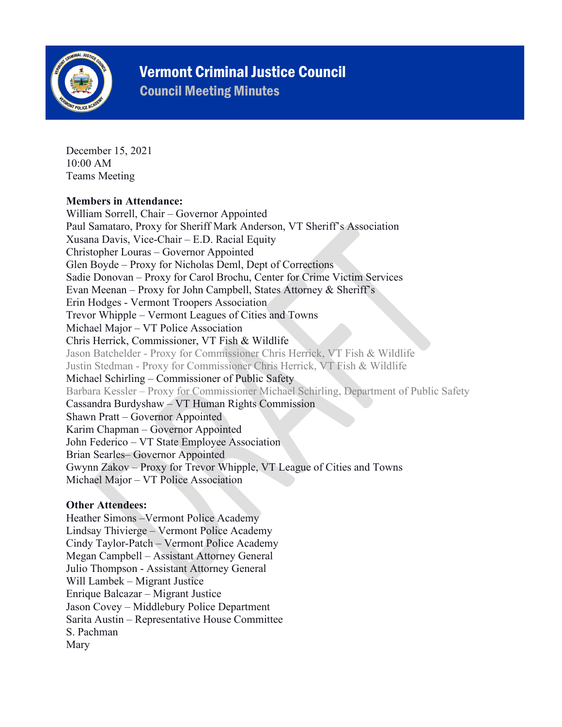# Vermont Criminal Justice Council

## Council Meeting Minutes

December 15, 2021
10:00 AM
Teams Meeting

**Members in Attendance:**

William Sorrell, Chair – Governor Appointed
Paul Samataro, Proxy for Sheriff Mark Anderson, VT Sheriff's Association
Xusana Davis, Vice-Chair – E.D. Racial Equity
Christopher Louras – Governor Appointed
Glen Boyde – Proxy for Nicholas Deml, Dept of Corrections
Sadie Donovan – Proxy for Carol Brochu, Center for Crime Victim Services
Evan Meenan – Proxy for John Campbell, States Attorney & Sheriff's
Erin Hodges - Vermont Troopers Association
Trevor Whipple – Vermont Leagues of Cities and Towns
Michael Major – VT Police Association
Chris Herrick, Commissioner, VT Fish & Wildlife
Jason Batchelder - Proxy for Commissioner Chris Herrick, VT Fish & Wildlife
Justin Stedman - Proxy for Commissioner Chris Herrick, VT Fish & Wildlife
Michael Schirling – Commissioner of Public Safety
Barbara Kessler – Proxy for Commissioner Michael Schirling, Department of Public Safety
Cassandra Burdyshaw – VT Human Rights Commission
Shawn Pratt – Governor Appointed
Karim Chapman – Governor Appointed
John Federico – VT State Employee Association
Brian Searles– Governor Appointed
Gwynn Zakov – Proxy for Trevor Whipple, VT League of Cities and Towns
Michael Major – VT Police Association

**Other Attendees:**

Heather Simons –Vermont Police Academy
Lindsay Thivierge – Vermont Police Academy
Cindy Taylor-Patch – Vermont Police Academy
Megan Campbell – Assistant Attorney General
Julio Thompson - Assistant Attorney General
Will Lambek – Migrant Justice
Enrique Balcazar – Migrant Justice
Jason Covey – Middlebury Police Department
Sarita Austin – Representative House Committee
S. Pachman
Mary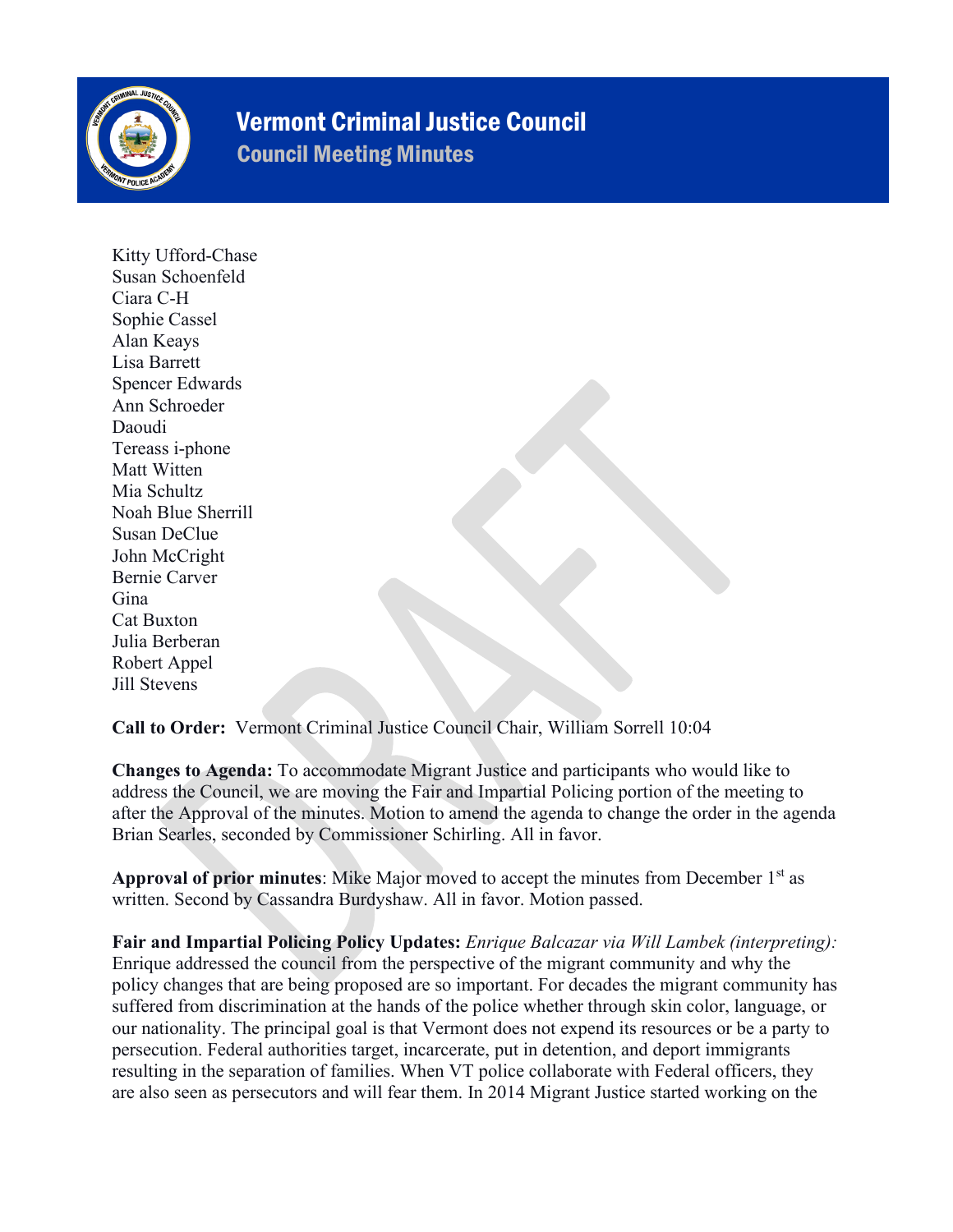Kitty Ufford-Chase
Susan Schoenfeld
Ciara C-H
Sophie Cassel
Alan Keays
Lisa Barrett
Spencer Edwards
Ann Schroeder
Daoudi
Tereass i-phone
Matt Witten
Mia Schultz
Noah Blue Sherrill
Susan DeClue
John McCright
Bernie Carver
Gina
Cat Buxton
Julia Berberan
Robert Appel
Jill Stevens

**Call to Order:** Vermont Criminal Justice Council Chair, William Sorrell 10:04

**Changes to Agenda:** To accommodate Migrant Justice and participants who would like to address the Council, we are moving the Fair and Impartial Policing portion of the meeting to after the Approval of the minutes. Motion to amend the agenda to change the order in the agenda Brian Searles, seconded by Commissioner Schirling. All in favor.

**Approval of prior minutes**: Mike Major moved to accept the minutes from December 1st as written. Second by Cassandra Burdyshaw. All in favor. Motion passed.

**Fair and Impartial Policing Policy Updates:** *Enrique Balcazar via Will Lambek (interpreting):* Enrique addressed the council from the perspective of the migrant community and why the policy changes that are being proposed are so important. For decades the migrant community has suffered from discrimination at the hands of the police whether through skin color, language, or our nationality. The principal goal is that Vermont does not expend its resources or be a party to persecution. Federal authorities target, incarcerate, put in detention, and deport immigrants resulting in the separation of families. When VT police collaborate with Federal officers, they are also seen as persecutors and will fear them. In 2014 Migrant Justice started working on the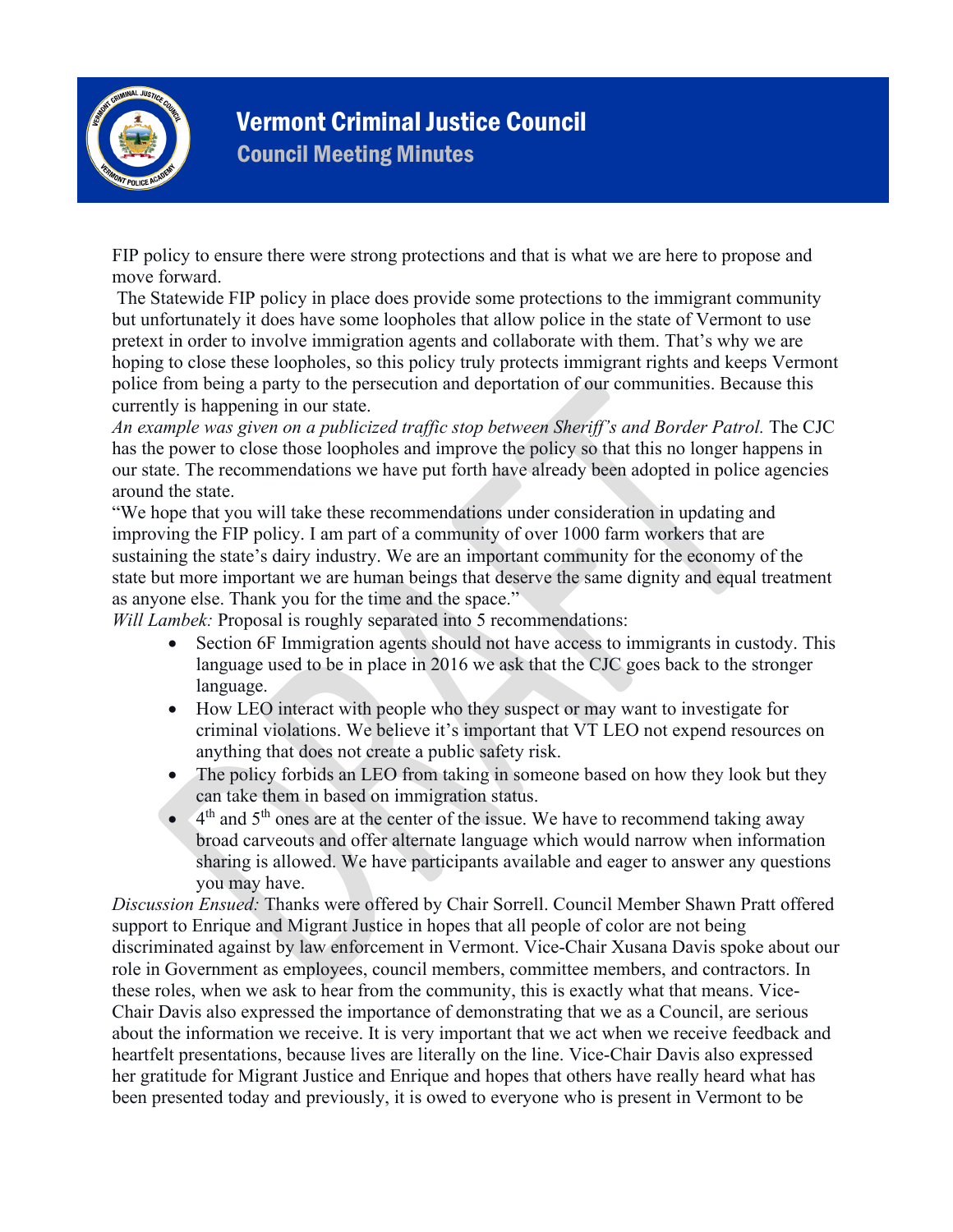FIP policy to ensure there were strong protections and that is what we are here to propose and move forward.

The Statewide FIP policy in place does provide some protections to the immigrant community but unfortunately it does have some loopholes that allow police in the state of Vermont to use pretext in order to involve immigration agents and collaborate with them. That's why we are hoping to close these loopholes, so this policy truly protects immigrant rights and keeps Vermont police from being a party to the persecution and deportation of our communities. Because this currently is happening in our state.

*An example was given on a publicized traffic stop between Sheriff's and Border Patrol.* The CJC has the power to close those loopholes and improve the policy so that this no longer happens in our state. The recommendations we have put forth have already been adopted in police agencies around the state.

"We hope that you will take these recommendations under consideration in updating and improving the FIP policy. I am part of a community of over 1000 farm workers that are sustaining the state's dairy industry. We are an important community for the economy of the state but more important we are human beings that deserve the same dignity and equal treatment as anyone else. Thank you for the time and the space."

*Will Lambek:* Proposal is roughly separated into 5 recommendations:

- Section 6F Immigration agents should not have access to immigrants in custody. This language used to be in place in 2016 we ask that the CJC goes back to the stronger language.
- How LEO interact with people who they suspect or may want to investigate for criminal violations. We believe it's important that VT LEO not expend resources on anything that does not create a public safety risk.
- The policy forbids an LEO from taking in someone based on how they look but they can take them in based on immigration status.
- 4th and 5th ones are at the center of the issue. We have to recommend taking away broad carveouts and offer alternate language which would narrow when information sharing is allowed. We have participants available and eager to answer any questions you may have.

*Discussion Ensued:* Thanks were offered by Chair Sorrell. Council Member Shawn Pratt offered support to Enrique and Migrant Justice in hopes that all people of color are not being discriminated against by law enforcement in Vermont. Vice-Chair Xusana Davis spoke about our role in Government as employees, council members, committee members, and contractors. In these roles, when we ask to hear from the community, this is exactly what that means. Vice-Chair Davis also expressed the importance of demonstrating that we as a Council, are serious about the information we receive. It is very important that we act when we receive feedback and heartfelt presentations, because lives are literally on the line. Vice-Chair Davis also expressed her gratitude for Migrant Justice and Enrique and hopes that others have really heard what has been presented today and previously, it is owed to everyone who is present in Vermont to be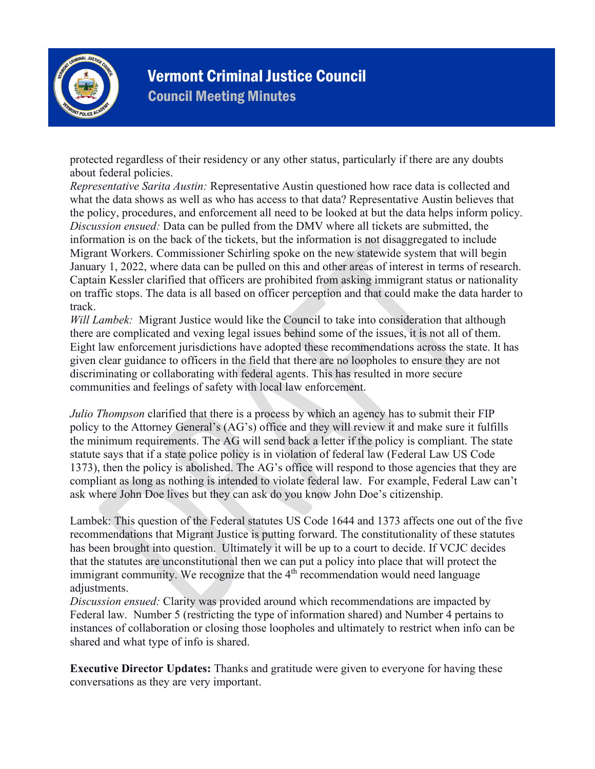protected regardless of their residency or any other status, particularly if there are any doubts about federal policies.

*Representative Sarita Austin:* Representative Austin questioned how race data is collected and what the data shows as well as who has access to that data? Representative Austin believes that the policy, procedures, and enforcement all need to be looked at but the data helps inform policy.

*Discussion ensued:* Data can be pulled from the DMV where all tickets are submitted, the information is on the back of the tickets, but the information is not disaggregated to include Migrant Workers. Commissioner Schirling spoke on the new statewide system that will begin January 1, 2022, where data can be pulled on this and other areas of interest in terms of research. Captain Kessler clarified that officers are prohibited from asking immigrant status or nationality on traffic stops. The data is all based on officer perception and that could make the data harder to track.

*Will Lambek:* Migrant Justice would like the Council to take into consideration that although there are complicated and vexing legal issues behind some of the issues, it is not all of them. Eight law enforcement jurisdictions have adopted these recommendations across the state. It has given clear guidance to officers in the field that there are no loopholes to ensure they are not discriminating or collaborating with federal agents. This has resulted in more secure communities and feelings of safety with local law enforcement.

*Julio Thompson* clarified that there is a process by which an agency has to submit their FIP policy to the Attorney General's (AG's) office and they will review it and make sure it fulfills the minimum requirements. The AG will send back a letter if the policy is compliant. The state statute says that if a state police policy is in violation of federal law (Federal Law US Code 1373), then the policy is abolished. The AG's office will respond to those agencies that they are compliant as long as nothing is intended to violate federal law. For example, Federal Law can't ask where John Doe lives but they can ask do you know John Doe's citizenship.

Lambek: This question of the Federal statutes US Code 1644 and 1373 affects one out of the five recommendations that Migrant Justice is putting forward. The constitutionality of these statutes has been brought into question. Ultimately it will be up to a court to decide. If VCJC decides that the statutes are unconstitutional then we can put a policy into place that will protect the immigrant community. We recognize that the 4th recommendation would need language adjustments.

*Discussion ensued:* Clarity was provided around which recommendations are impacted by Federal law. Number 5 (restricting the type of information shared) and Number 4 pertains to instances of collaboration or closing those loopholes and ultimately to restrict when info can be shared and what type of info is shared.

**Executive Director Updates:** Thanks and gratitude were given to everyone for having these conversations as they are very important.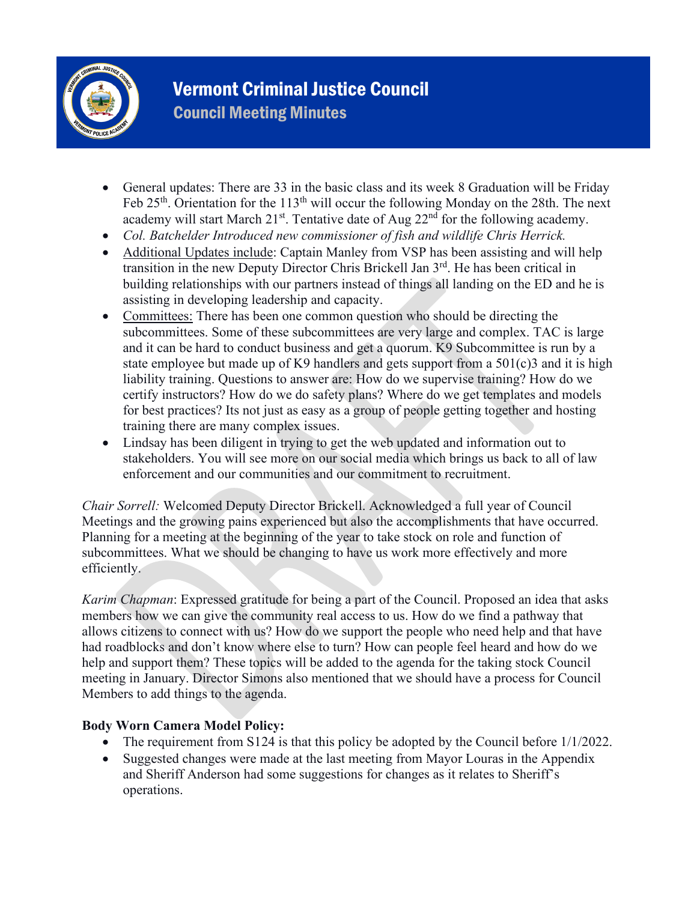- General updates: There are 33 in the basic class and its week 8 Graduation will be Friday Feb 25th. Orientation for the 113th will occur the following Monday on the 28th. The next academy will start March 21st. Tentative date of Aug 22nd for the following academy.
- *Col. Batchelder Introduced new commissioner of fish and wildlife Chris Herrick.*
- Additional Updates include: Captain Manley from VSP has been assisting and will help transition in the new Deputy Director Chris Brickell Jan 3rd. He has been critical in building relationships with our partners instead of things all landing on the ED and he is assisting in developing leadership and capacity.
- Committees: There has been one common question who should be directing the subcommittees. Some of these subcommittees are very large and complex. TAC is large and it can be hard to conduct business and get a quorum. K9 Subcommittee is run by a state employee but made up of K9 handlers and gets support from a 501(c)3 and it is high liability training. Questions to answer are: How do we supervise training? How do we certify instructors? How do we do safety plans? Where do we get templates and models for best practices? Its not just as easy as a group of people getting together and hosting training there are many complex issues.
- Lindsay has been diligent in trying to get the web updated and information out to stakeholders. You will see more on our social media which brings us back to all of law enforcement and our communities and our commitment to recruitment.

*Chair Sorrell:* Welcomed Deputy Director Brickell. Acknowledged a full year of Council Meetings and the growing pains experienced but also the accomplishments that have occurred. Planning for a meeting at the beginning of the year to take stock on role and function of subcommittees. What we should be changing to have us work more effectively and more efficiently.

*Karim Chapman*: Expressed gratitude for being a part of the Council. Proposed an idea that asks members how we can give the community real access to us. How do we find a pathway that allows citizens to connect with us? How do we support the people who need help and that have had roadblocks and don't know where else to turn? How can people feel heard and how do we help and support them? These topics will be added to the agenda for the taking stock Council meeting in January. Director Simons also mentioned that we should have a process for Council Members to add things to the agenda.

**Body Worn Camera Model Policy:**

- The requirement from S124 is that this policy be adopted by the Council before 1/1/2022.
- Suggested changes were made at the last meeting from Mayor Louras in the Appendix and Sheriff Anderson had some suggestions for changes as it relates to Sheriff's operations.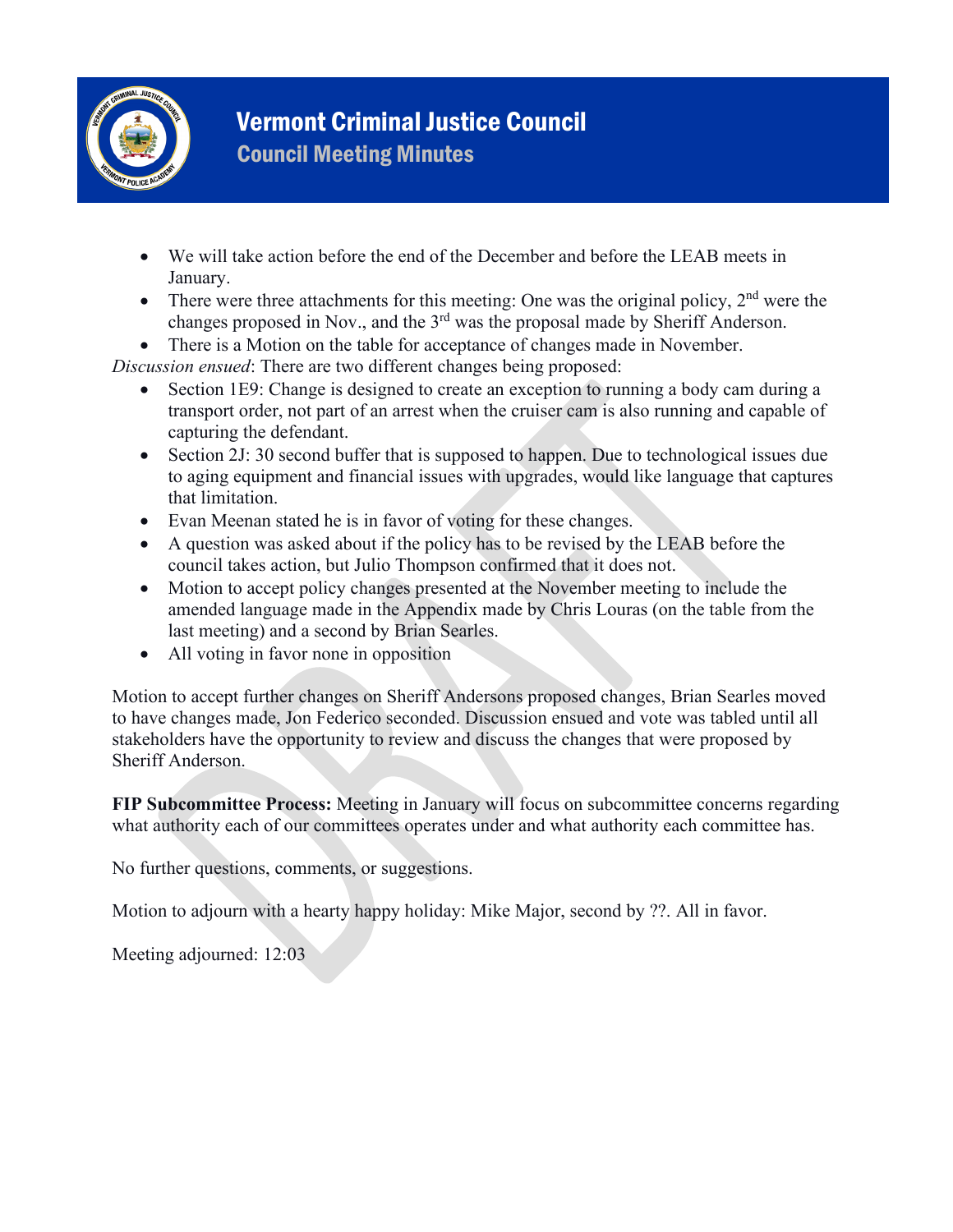- We will take action before the end of the December and before the LEAB meets in January.
- There were three attachments for this meeting: One was the original policy, 2nd were the changes proposed in Nov., and the 3rd was the proposal made by Sheriff Anderson.
- There is a Motion on the table for acceptance of changes made in November.

*Discussion ensued*: There are two different changes being proposed:

- Section 1E9: Change is designed to create an exception to running a body cam during a transport order, not part of an arrest when the cruiser cam is also running and capable of capturing the defendant.
- Section 2J: 30 second buffer that is supposed to happen. Due to technological issues due to aging equipment and financial issues with upgrades, would like language that captures that limitation.
- Evan Meenan stated he is in favor of voting for these changes.
- A question was asked about if the policy has to be revised by the LEAB before the council takes action, but Julio Thompson confirmed that it does not.
- Motion to accept policy changes presented at the November meeting to include the amended language made in the Appendix made by Chris Louras (on the table from the last meeting) and a second by Brian Searles.
- All voting in favor none in opposition

Motion to accept further changes on Sheriff Andersons proposed changes, Brian Searles moved to have changes made, Jon Federico seconded. Discussion ensued and vote was tabled until all stakeholders have the opportunity to review and discuss the changes that were proposed by Sheriff Anderson.

**FIP Subcommittee Process:** Meeting in January will focus on subcommittee concerns regarding what authority each of our committees operates under and what authority each committee has.

No further questions, comments, or suggestions.

Motion to adjourn with a hearty happy holiday: Mike Major, second by ??. All in favor.

Meeting adjourned: 12:03